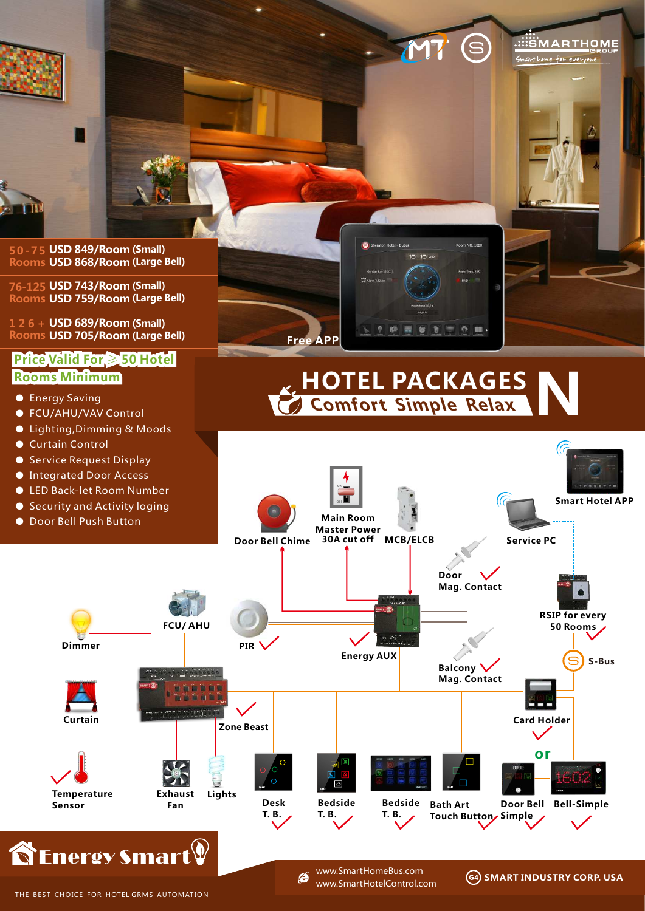MT S SMARTHOME GROUP

Smarthome for everyone

| Rooms | Price |
|---|---|
| 50-75 Rooms | USD 849/Room (Small) / USD 868/Room (Large Bell) |
| 76-125 Rooms | USD 743/Room (Small) / USD 759/Room (Large Bell) |
| 126 + Rooms | USD 689/Room (Small) / USD 705/Room (Large Bell) |

**Price Valid For ≥ 50 Hotel Rooms Minimum**

- Energy Saving
- FCU/AHU/VAV Control
- Lighting,Dimming & Moods
- Curtain Control
- Service Request Display
- Integrated Door Access
- LED Back-let Room Number
- Security and Activity loging
- Door Bell Push Button

Free APP

# HOTEL PACKAGES N

## Comfort Simple Relax

Door Bell Chime

Main Room Master Power 30A cut off

MCB/ELCB

Smart Hotel APP

Service PC

Door Mag. Contact

RSIP for every 50 Rooms

S-Bus

Dimmer

FCU/ AHU

PIR

Energy AUX

Balcony Mag. Contact

Curtain

Zone Beast

Card Holder

or

Temperature Sensor

Exhaust Fan

Lights

Desk T. B.

Bedside T. B.

Bedside T. B.

Bath Art Touch Button

Door Bell Simple

Bell-Simple

Energy Smart

THE BEST CHOICE FOR HOTEL GRMS AUTOMATION

www.SmartHomeBus.com
www.SmartHotelControl.com

G4 SMART INDUSTRY CORP. USA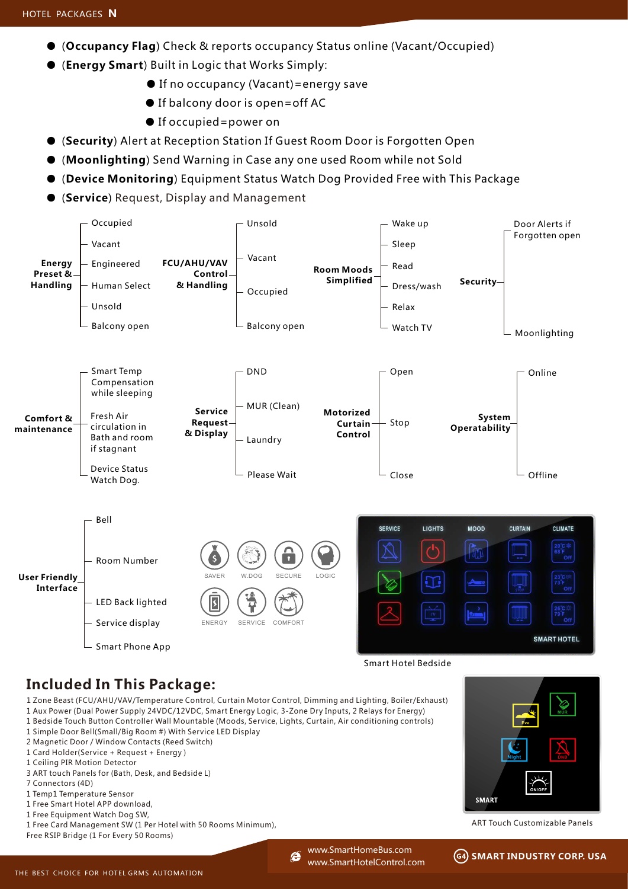- (**Occupancy Flag**) Check & reports occupancy Status online (Vacant/Occupied)
- (**Energy Smart**) Built in Logic that Works Simply:
  - If no occupancy (Vacant)=energy save
  - If balcony door is open=off AC
  - If occupied=power on
- (**Security**) Alert at Reception Station If Guest Room Door is Forgotten Open
- (**Moonlighting**) Send Warning in Case any one used Room while not Sold
- (**Device Monitoring**) Equipment Status Watch Dog Provided Free with This Package
- (**Service**) Request, Display and Management

**Energy Preset & Handling**
- Occupied
- Vacant
- Engineered
- Human Select
- Unsold
- Balcony open

**FCU/AHU/VAV Control & Handling**
- Unsold
- Vacant
- Occupied
- Balcony open

**Room Moods Simplified**
- Wake up
- Sleep
- Read
- Dress/wash
- Relax
- Watch TV

**Security**
- Door Alerts if Forgotten open
- Moonlighting

**Comfort & maintenance**
- Smart Temp Compensation while sleeping
- Fresh Air circulation in Bath and room if stagnant
- Device Status Watch Dog.

**Service Request & Display**
- DND
- MUR (Clean)
- Laundry
- Please Wait

**Motorized Curtain Control**
- Open
- Stop
- Close

**System Operatability**
- Online
- Offline

**User Friendly Interface**
- Bell
- Room Number
- LED Back lighted
- Service display
- Smart Phone App

SAVER W.DOG SECURE LOGIC
ENERGY SERVICE COMFORT

SERVICE LIGHTS MOOD CURTAIN CLIMATE
SMART HOTEL

Smart Hotel Bedside

## Included In This Package:

1 Zone Beast (FCU/AHU/VAV/Temperature Control, Curtain Motor Control, Dimming and Lighting, Boiler/Exhaust)
1 Aux Power (Dual Power Supply 24VDC/12VDC, Smart Energy Logic, 3-Zone Dry Inputs, 2 Relays for Energy)
1 Bedside Touch Button Controller Wall Mountable (Moods, Service, Lights, Curtain, Air conditioning controls)
1 Simple Door Bell(Small/Big Room #) With Service LED Display
2 Magnetic Door / Window Contacts (Reed Switch)
1 Card Holder(Service + Request + Energy )
1 Ceiling PIR Motion Detector
3 ART touch Panels for (Bath, Desk, and Bedside L)
7 Connectors (4D)
1 Temp1 Temperature Sensor
1 Free Smart Hotel APP download,
1 Free Equipment Watch Dog SW,
1 Free Card Management SW (1 Per Hotel with 50 Rooms Minimum),
Free RSIP Bridge (1 For Every 50 Rooms)

Eve MUR Night DND ON/OFF SMART

ART Touch Customizable Panels

THE BEST CHOICE FOR HOTEL GRMS AUTOMATION

www.SmartHomeBus.com
www.SmartHotelControl.com

SMART INDUSTRY CORP. USA